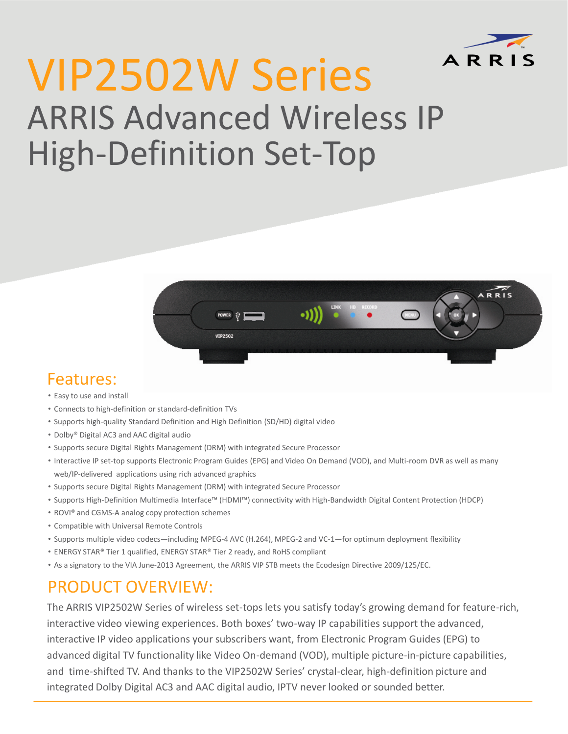# VIP2502W Series

## ARRIS Advanced Wireless IP High-Definition Set-Top

## Features:

- Easy to use and install
- Connects to high-definition or standard-definition TVs
- Supports high-quality Standard Definition and High Definition (SD/HD) digital video
- Dolby® Digital AC3 and AAC digital audio
- Supports secure Digital Rights Management (DRM) with integrated Secure Processor
- Interactive IP set-top supports Electronic Program Guides (EPG) and Video On Demand (VOD), and Multi-room DVR as well as many web/IP-delivered applications using rich advanced graphics
- Supports secure Digital Rights Management (DRM) with integrated Secure Processor
- Supports High-Definition Multimedia Interface™ (HDMI™) connectivity with High-Bandwidth Digital Content Protection (HDCP)
- ROVI® and CGMS-A analog copy protection schemes
- Compatible with Universal Remote Controls
- Supports multiple video codecs—including MPEG-4 AVC (H.264), MPEG-2 and VC-1—for optimum deployment flexibility
- ENERGY STAR® Tier 1 qualified, ENERGY STAR® Tier 2 ready, and RoHS compliant
- As a signatory to the VIA June-2013 Agreement, the ARRIS VIP STB meets the Ecodesign Directive 2009/125/EC.

## PRODUCT OVERVIEW:

The ARRIS VIP2502W Series of wireless set-tops lets you satisfy today's growing demand for feature-rich, interactive video viewing experiences. Both boxes' two-way IP capabilities support the advanced, interactive IP video applications your subscribers want, from Electronic Program Guides (EPG) to advanced digital TV functionality like Video On-demand (VOD), multiple picture-in-picture capabilities, and time-shifted TV. And thanks to the VIP2502W Series' crystal-clear, high-definition picture and integrated Dolby Digital AC3 and AAC digital audio, IPTV never looked or sounded better.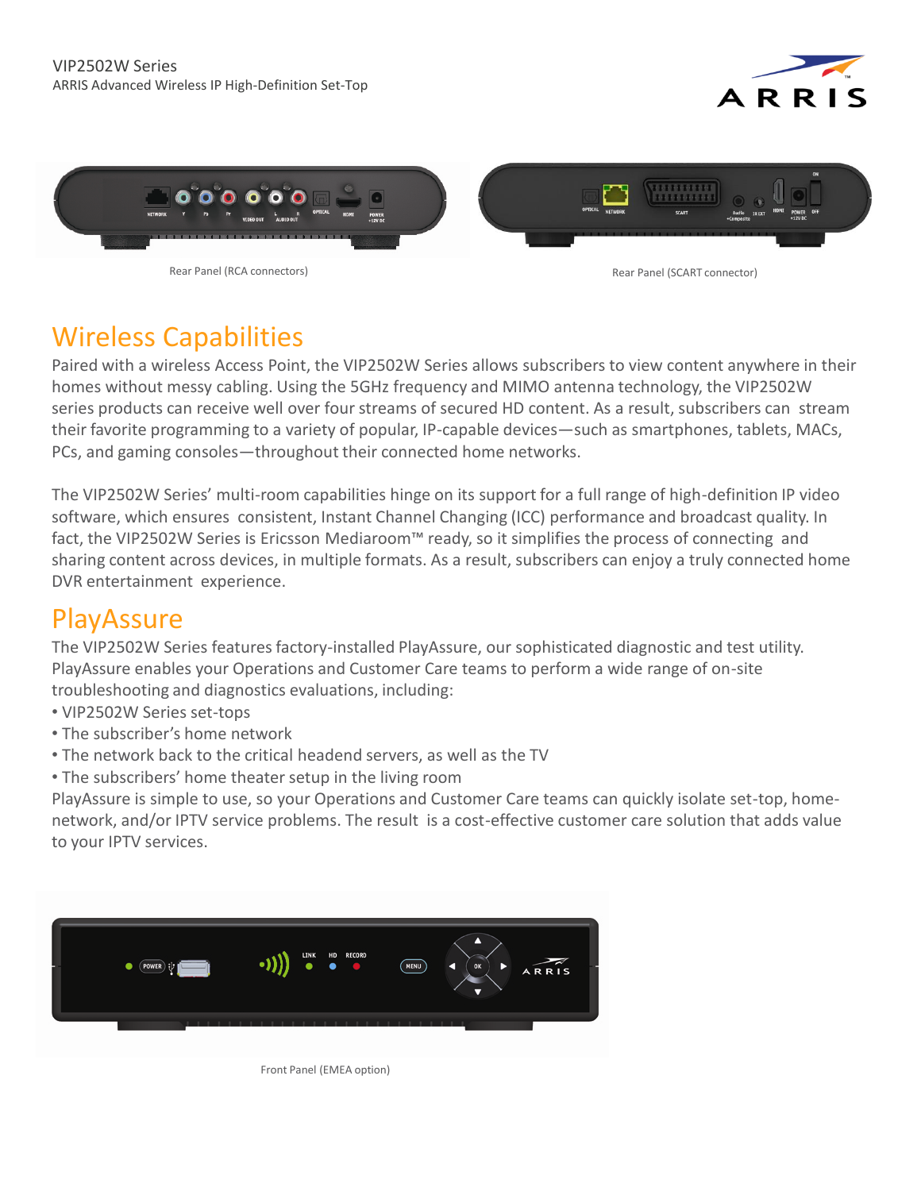VIP2502W Series
ARRIS Advanced Wireless IP High-Definition Set-Top

Rear Panel (RCA connectors)

Rear Panel (SCART connector)

## Wireless Capabilities

Paired with a wireless Access Point, the VIP2502W Series allows subscribers to view content anywhere in their homes without messy cabling. Using the 5GHz frequency and MIMO antenna technology, the VIP2502W series products can receive well over four streams of secured HD content. As a result, subscribers can stream their favorite programming to a variety of popular, IP-capable devices—such as smartphones, tablets, MACs, PCs, and gaming consoles—throughout their connected home networks.

The VIP2502W Series' multi-room capabilities hinge on its support for a full range of high-definition IP video software, which ensures consistent, Instant Channel Changing (ICC) performance and broadcast quality. In fact, the VIP2502W Series is Ericsson Mediaroom™ ready, so it simplifies the process of connecting and sharing content across devices, in multiple formats. As a result, subscribers can enjoy a truly connected home DVR entertainment experience.

## PlayAssure

The VIP2502W Series features factory-installed PlayAssure, our sophisticated diagnostic and test utility. PlayAssure enables your Operations and Customer Care teams to perform a wide range of on-site troubleshooting and diagnostics evaluations, including:

- VIP2502W Series set-tops
- The subscriber's home network
- The network back to the critical headend servers, as well as the TV
- The subscribers' home theater setup in the living room

PlayAssure is simple to use, so your Operations and Customer Care teams can quickly isolate set-top, home-network, and/or IPTV service problems. The result is a cost-effective customer care solution that adds value to your IPTV services.

Front Panel (EMEA option)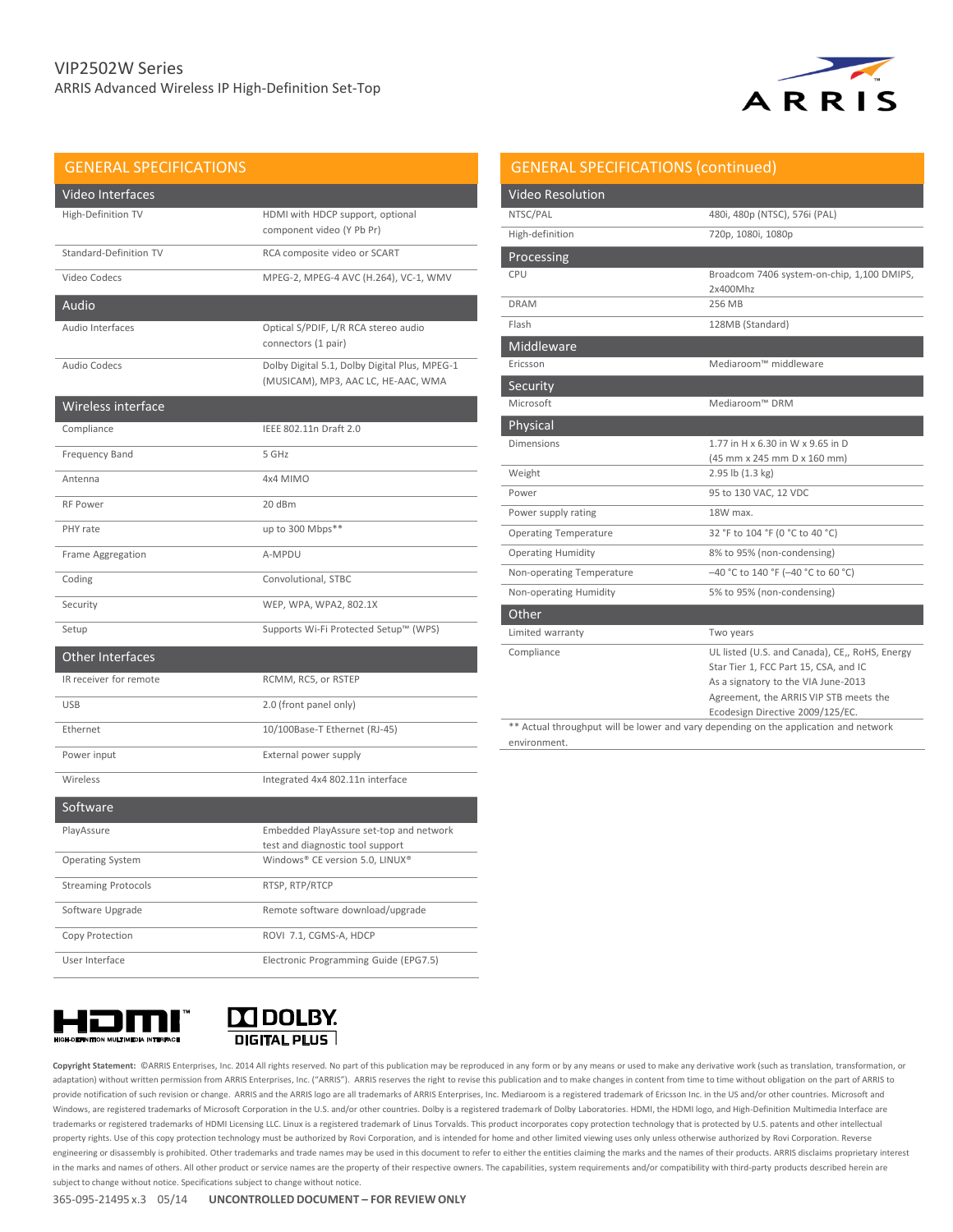VIP2502W Series

ARRIS Advanced Wireless IP High-Definition Set-Top

## GENERAL SPECIFICATIONS

| Video Interfaces | |
|---|---|
| High-Definition TV | HDMI with HDCP support, optional component video (Y Pb Pr) |
| Standard-Definition TV | RCA composite video or SCART |
| Video Codecs | MPEG-2, MPEG-4 AVC (H.264), VC-1, WMV |
| **Audio** | |
| Audio Interfaces | Optical S/PDIF, L/R RCA stereo audio connectors (1 pair) |
| Audio Codecs | Dolby Digital 5.1, Dolby Digital Plus, MPEG-1 (MUSICAM), MP3, AAC LC, HE-AAC, WMA |
| **Wireless interface** | |
| Compliance | IEEE 802.11n Draft 2.0 |
| Frequency Band | 5 GHz |
| Antenna | 4x4 MIMO |
| RF Power | 20 dBm |
| PHY rate | up to 300 Mbps** |
| Frame Aggregation | A-MPDU |
| Coding | Convolutional, STBC |
| Security | WEP, WPA, WPA2, 802.1X |
| Setup | Supports Wi-Fi Protected Setup™ (WPS) |
| **Other Interfaces** | |
| IR receiver for remote | RCMM, RC5, or RSTEP |
| USB | 2.0 (front panel only) |
| Ethernet | 10/100Base-T Ethernet (RJ-45) |
| Power input | External power supply |
| Wireless | Integrated 4x4 802.11n interface |
| **Software** | |
| PlayAssure | Embedded PlayAssure set-top and network test and diagnostic tool support |
| Operating System | Windows® CE version 5.0, LINUX® |
| Streaming Protocols | RTSP, RTP/RTCP |
| Software Upgrade | Remote software download/upgrade |
| Copy Protection | ROVI 7.1, CGMS-A, HDCP |
| User Interface | Electronic Programming Guide (EPG7.5) |

## GENERAL SPECIFICATIONS (continued)

| Video Resolution | |
|---|---|
| NTSC/PAL | 480i, 480p (NTSC), 576i (PAL) |
| High-definition | 720p, 1080i, 1080p |
| **Processing** | |
| CPU | Broadcom 7406 system-on-chip, 1,100 DMIPS, 2x400Mhz |
| DRAM | 256 MB |
| Flash | 128MB (Standard) |
| **Middleware** | |
| Ericsson | Mediaroom™ middleware |
| **Security** | |
| Microsoft | Mediaroom™ DRM |
| **Physical** | |
| Dimensions | 1.77 in H x 6.30 in W x 9.65 in D (45 mm x 245 mm D x 160 mm) |
| Weight | 2.95 lb (1.3 kg) |
| Power | 95 to 130 VAC, 12 VDC |
| Power supply rating | 18W max. |
| Operating Temperature | 32 °F to 104 °F (0 °C to 40 °C) |
| Operating Humidity | 8% to 95% (non-condensing) |
| Non-operating Temperature | –40 °C to 140 °F (–40 °C to 60 °C) |
| Non-operating Humidity | 5% to 95% (non-condensing) |
| **Other** | |
| Limited warranty | Two years |
| Compliance | UL listed (U.S. and Canada), CE,, RoHS, Energy Star Tier 1, FCC Part 15, CSA, and IC As a signatory to the VIA June-2013 Agreement, the ARRIS VIP STB meets the Ecodesign Directive 2009/125/EC. |

** Actual throughput will be lower and vary depending on the application and network environment.

**Copyright Statement:** ©ARRIS Enterprises, Inc. 2014 All rights reserved. No part of this publication may be reproduced in any form or by any means or used to make any derivative work (such as translation, transformation, or adaptation) without written permission from ARRIS Enterprises, Inc. ("ARRIS"). ARRIS reserves the right to revise this publication and to make changes in content from time to time without obligation on the part of ARRIS to provide notification of such revision or change. ARRIS and the ARRIS logo are all trademarks of ARRIS Enterprises, Inc. Mediaroom is a registered trademark of Ericsson Inc. in the US and/or other countries. Microsoft and Windows, are registered trademarks of Microsoft Corporation in the U.S. and/or other countries. Dolby is a registered trademark of Dolby Laboratories. HDMI, the HDMI logo, and High-Definition Multimedia Interface are trademarks or registered trademarks of HDMI Licensing LLC. Linux is a registered trademark of Linus Torvalds. This product incorporates copy protection technology that is protected by U.S. patents and other intellectual property rights. Use of this copy protection technology must be authorized by Rovi Corporation, and is intended for home and other limited viewing uses only unless otherwise authorized by Rovi Corporation. Reverse engineering or disassembly is prohibited. Other trademarks and trade names may be used in this document to refer to either the entities claiming the marks and the names of their products. ARRIS disclaims proprietary interest in the marks and names of others. All other product or service names are the property of their respective owners. The capabilities, system requirements and/or compatibility with third-party products described herein are subject to change without notice. Specifications subject to change without notice.

365-095-21495 x.3 05/14 **UNCONTROLLED DOCUMENT – FOR REVIEW ONLY**